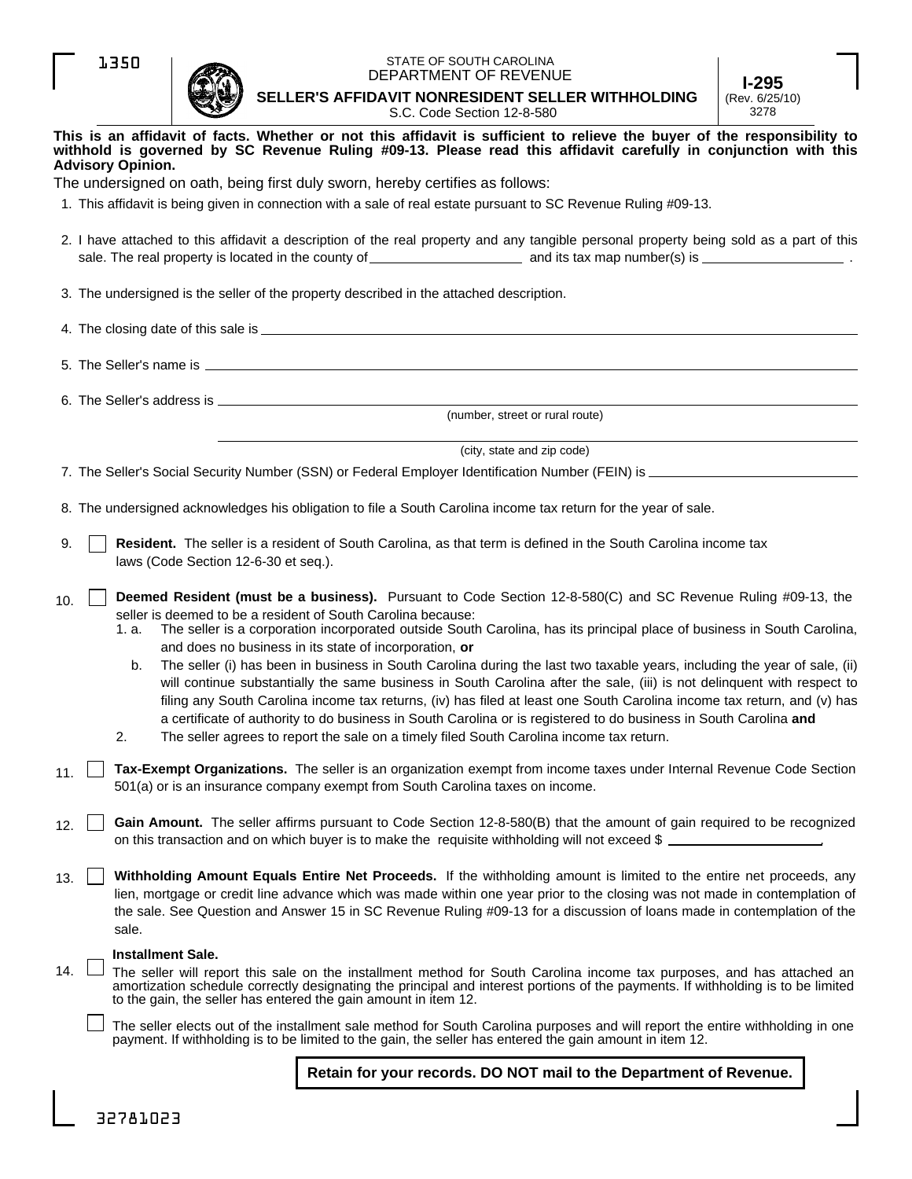1350

STATE OF SOUTH CAROLINA
DEPARTMENT OF REVENUE

# SELLER'S AFFIDAVIT NONRESIDENT SELLER WITHHOLDING

S.C. Code Section 12-8-580

**I-295**
(Rev. 6/25/10)
3278

**This is an affidavit of facts. Whether or not this affidavit is sufficient to relieve the buyer of the responsibility to withhold is governed by SC Revenue Ruling #09-13. Please read this affidavit carefully in conjunction with this Advisory Opinion.**

The undersigned on oath, being first duly sworn, hereby certifies as follows:

1. This affidavit is being given in connection with a sale of real estate pursuant to SC Revenue Ruling #09-13.

2. I have attached to this affidavit a description of the real property and any tangible personal property being sold as a part of this sale. The real property is located in the county of ____________________ and its tax map number(s) is ____________________ .

3. The undersigned is the seller of the property described in the attached description.

4. The closing date of this sale is ____________________

5. The Seller's name is ____________________

6. The Seller's address is ____________________
   (number, street or rural route)
   ____________________
   (city, state and zip code)

7. The Seller's Social Security Number (SSN) or Federal Employer Identification Number (FEIN) is ____________________

8. The undersigned acknowledges his obligation to file a South Carolina income tax return for the year of sale.

9. ☐ **Resident.** The seller is a resident of South Carolina, as that term is defined in the South Carolina income tax laws (Code Section 12-6-30 et seq.).

10. ☐ **Deemed Resident (must be a business).** Pursuant to Code Section 12-8-580(C) and SC Revenue Ruling #09-13, the seller is deemed to be a resident of South Carolina because:
    1. a. The seller is a corporation incorporated outside South Carolina, has its principal place of business in South Carolina, and does no business in its state of incorporation, **or**
       b. The seller (i) has been in business in South Carolina during the last two taxable years, including the year of sale, (ii) will continue substantially the same business in South Carolina after the sale, (iii) is not delinquent with respect to filing any South Carolina income tax returns, (iv) has filed at least one South Carolina income tax return, and (v) has a certificate of authority to do business in South Carolina or is registered to do business in South Carolina **and**
    2. The seller agrees to report the sale on a timely filed South Carolina income tax return.

11. ☐ **Tax-Exempt Organizations.** The seller is an organization exempt from income taxes under Internal Revenue Code Section 501(a) or is an insurance company exempt from South Carolina taxes on income.

12. ☐ **Gain Amount.** The seller affirms pursuant to Code Section 12-8-580(B) that the amount of gain required to be recognized on this transaction and on which buyer is to make the requisite withholding will not exceed $ ____________________.

13. ☐ **Withholding Amount Equals Entire Net Proceeds.** If the withholding amount is limited to the entire net proceeds, any lien, mortgage or credit line advance which was made within one year prior to the closing was not made in contemplation of the sale. See Question and Answer 15 in SC Revenue Ruling #09-13 for a discussion of loans made in contemplation of the sale.

14. **Installment Sale.**
    ☐ The seller will report this sale on the installment method for South Carolina income tax purposes, and has attached an amortization schedule correctly designating the principal and interest portions of the payments. If withholding is to be limited to the gain, the seller has entered the gain amount in item 12.

    ☐ The seller elects out of the installment sale method for South Carolina purposes and will report the entire withholding in one payment. If withholding is to be limited to the gain, the seller has entered the gain amount in item 12.

**Retain for your records. DO NOT mail to the Department of Revenue.**

32781023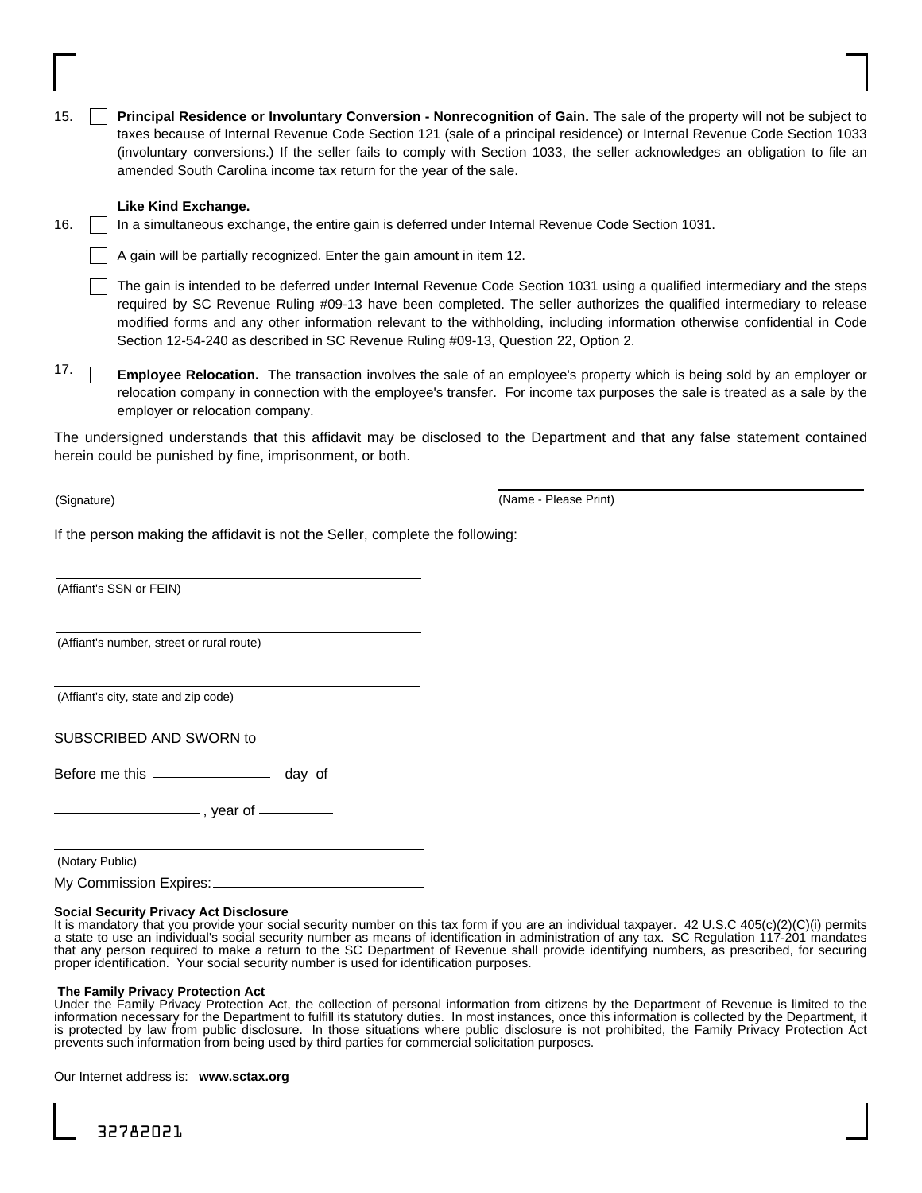15. ☐ **Principal Residence or Involuntary Conversion - Nonrecognition of Gain.** The sale of the property will not be subject to taxes because of Internal Revenue Code Section 121 (sale of a principal residence) or Internal Revenue Code Section 1033 (involuntary conversions.) If the seller fails to comply with Section 1033, the seller acknowledges an obligation to file an amended South Carolina income tax return for the year of the sale.

**Like Kind Exchange.**

16. ☐ In a simultaneous exchange, the entire gain is deferred under Internal Revenue Code Section 1031.

☐ A gain will be partially recognized. Enter the gain amount in item 12.

☐ The gain is intended to be deferred under Internal Revenue Code Section 1031 using a qualified intermediary and the steps required by SC Revenue Ruling #09-13 have been completed. The seller authorizes the qualified intermediary to release modified forms and any other information relevant to the withholding, including information otherwise confidential in Code Section 12-54-240 as described in SC Revenue Ruling #09-13, Question 22, Option 2.

17. ☐ **Employee Relocation.** The transaction involves the sale of an employee's property which is being sold by an employer or relocation company in connection with the employee's transfer. For income tax purposes the sale is treated as a sale by the employer or relocation company.

The undersigned understands that this affidavit may be disclosed to the Department and that any false statement contained herein could be punished by fine, imprisonment, or both.

______________________________ (Signature)

______________________________ (Name - Please Print)

If the person making the affidavit is not the Seller, complete the following:

______________________________ (Affiant's SSN or FEIN)

______________________________ (Affiant's number, street or rural route)

______________________________ (Affiant's city, state and zip code)

SUBSCRIBED AND SWORN to

Before me this ______________ day of

__________________, year of __________

______________________________ (Notary Public)

My Commission Expires: ______________________

**Social Security Privacy Act Disclosure**

It is mandatory that you provide your social security number on this tax form if you are an individual taxpayer. 42 U.S.C 405(c)(2)(C)(i) permits a state to use an individual's social security number as means of identification in administration of any tax. SC Regulation 117-201 mandates that any person required to make a return to the SC Department of Revenue shall provide identifying numbers, as prescribed, for securing proper identification. Your social security number is used for identification purposes.

**The Family Privacy Protection Act**

Under the Family Privacy Protection Act, the collection of personal information from citizens by the Department of Revenue is limited to the information necessary for the Department to fulfill its statutory duties. In most instances, once this information is collected by the Department, it is protected by law from public disclosure. In those situations where public disclosure is not prohibited, the Family Privacy Protection Act prevents such information from being used by third parties for commercial solicitation purposes.

Our Internet address is: **www.sctax.org**

32782021